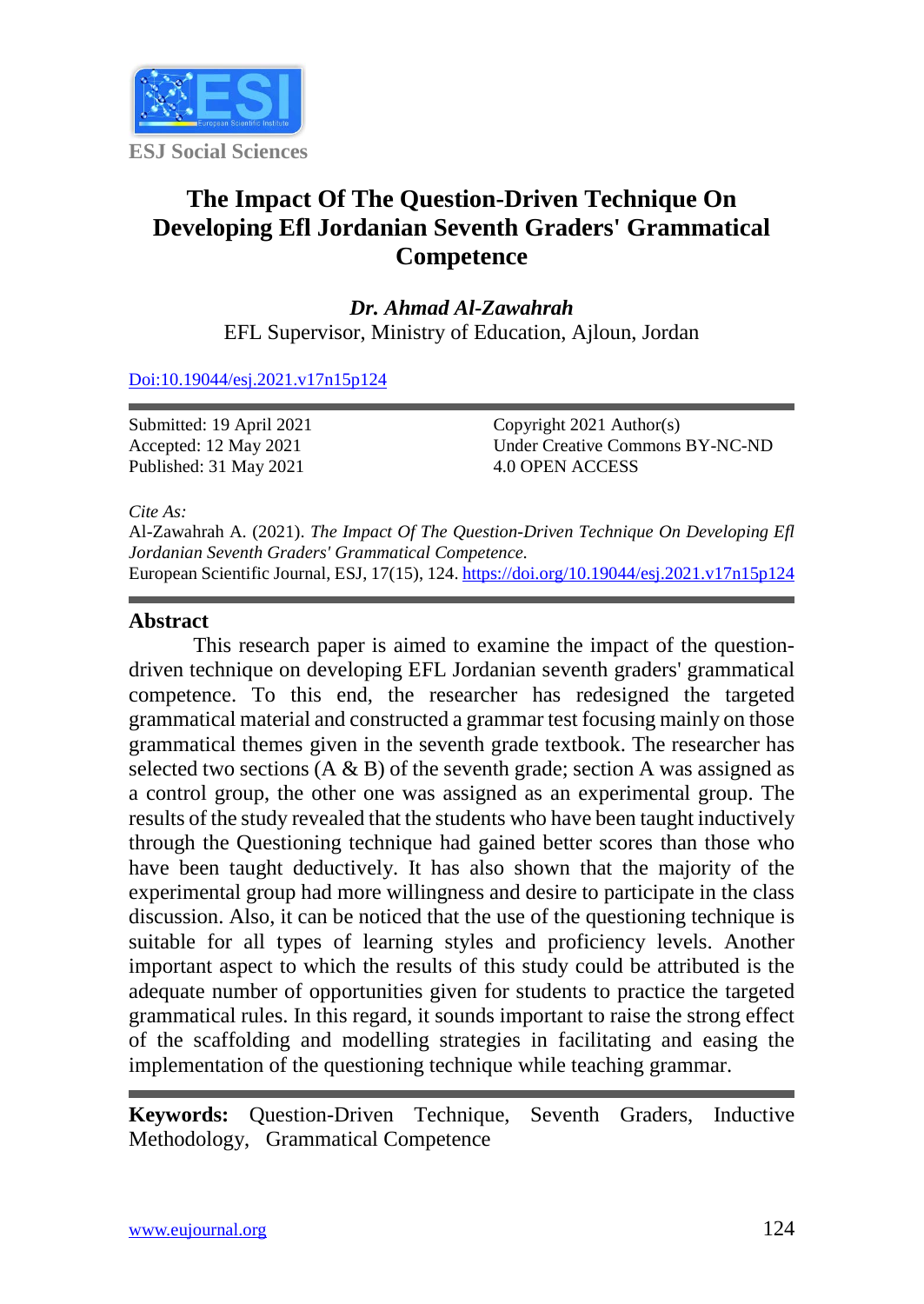ESJ Social Sciences

# The Impact Of The Question-Driven Technique On Developing Efl Jordanian Seventh Graders' Grammatical Competence

***Dr. Ahmad Al-Zawahrah***
EFL Supervisor, Ministry of Education, Ajloun, Jordan

Doi:10.19044/esj.2021.v17n15p124

Submitted: 19 April 2021
Accepted: 12 May 2021
Published: 31 May 2021

Copyright 2021 Author(s)
Under Creative Commons BY-NC-ND
4.0 OPEN ACCESS

*Cite As:*
Al-Zawahrah A. (2021). *The Impact Of The Question-Driven Technique On Developing Efl Jordanian Seventh Graders' Grammatical Competence.*
European Scientific Journal, ESJ, 17(15), 124. https://doi.org/10.19044/esj.2021.v17n15p124

## Abstract

This research paper is aimed to examine the impact of the question-driven technique on developing EFL Jordanian seventh graders' grammatical competence. To this end, the researcher has redesigned the targeted grammatical material and constructed a grammar test focusing mainly on those grammatical themes given in the seventh grade textbook. The researcher has selected two sections (A & B) of the seventh grade; section A was assigned as a control group, the other one was assigned as an experimental group. The results of the study revealed that the students who have been taught inductively through the Questioning technique had gained better scores than those who have been taught deductively. It has also shown that the majority of the experimental group had more willingness and desire to participate in the class discussion. Also, it can be noticed that the use of the questioning technique is suitable for all types of learning styles and proficiency levels. Another important aspect to which the results of this study could be attributed is the adequate number of opportunities given for students to practice the targeted grammatical rules. In this regard, it sounds important to raise the strong effect of the scaffolding and modelling strategies in facilitating and easing the implementation of the questioning technique while teaching grammar.

**Keywords:** Question-Driven Technique, Seventh Graders, Inductive Methodology, Grammatical Competence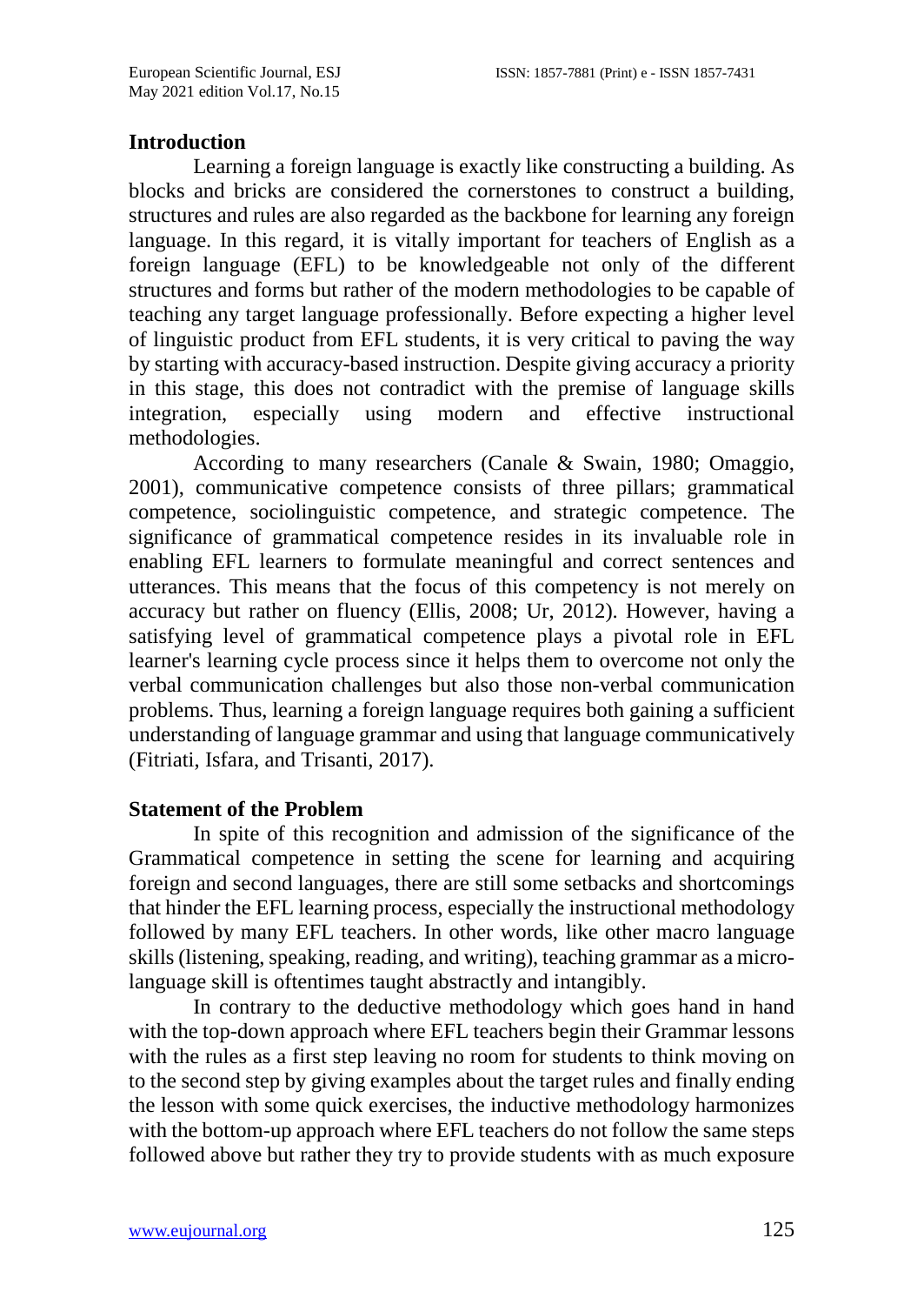## Introduction

Learning a foreign language is exactly like constructing a building. As blocks and bricks are considered the cornerstones to construct a building, structures and rules are also regarded as the backbone for learning any foreign language. In this regard, it is vitally important for teachers of English as a foreign language (EFL) to be knowledgeable not only of the different structures and forms but rather of the modern methodologies to be capable of teaching any target language professionally. Before expecting a higher level of linguistic product from EFL students, it is very critical to paving the way by starting with accuracy-based instruction. Despite giving accuracy a priority in this stage, this does not contradict with the premise of language skills integration, especially using modern and effective instructional methodologies.

According to many researchers (Canale & Swain, 1980; Omaggio, 2001), communicative competence consists of three pillars; grammatical competence, sociolinguistic competence, and strategic competence. The significance of grammatical competence resides in its invaluable role in enabling EFL learners to formulate meaningful and correct sentences and utterances. This means that the focus of this competency is not merely on accuracy but rather on fluency (Ellis, 2008; Ur, 2012). However, having a satisfying level of grammatical competence plays a pivotal role in EFL learner's learning cycle process since it helps them to overcome not only the verbal communication challenges but also those non-verbal communication problems. Thus, learning a foreign language requires both gaining a sufficient understanding of language grammar and using that language communicatively (Fitriati, Isfara, and Trisanti, 2017).

## Statement of the Problem

In spite of this recognition and admission of the significance of the Grammatical competence in setting the scene for learning and acquiring foreign and second languages, there are still some setbacks and shortcomings that hinder the EFL learning process, especially the instructional methodology followed by many EFL teachers. In other words, like other macro language skills (listening, speaking, reading, and writing), teaching grammar as a micro-language skill is oftentimes taught abstractly and intangibly.

In contrary to the deductive methodology which goes hand in hand with the top-down approach where EFL teachers begin their Grammar lessons with the rules as a first step leaving no room for students to think moving on to the second step by giving examples about the target rules and finally ending the lesson with some quick exercises, the inductive methodology harmonizes with the bottom-up approach where EFL teachers do not follow the same steps followed above but rather they try to provide students with as much exposure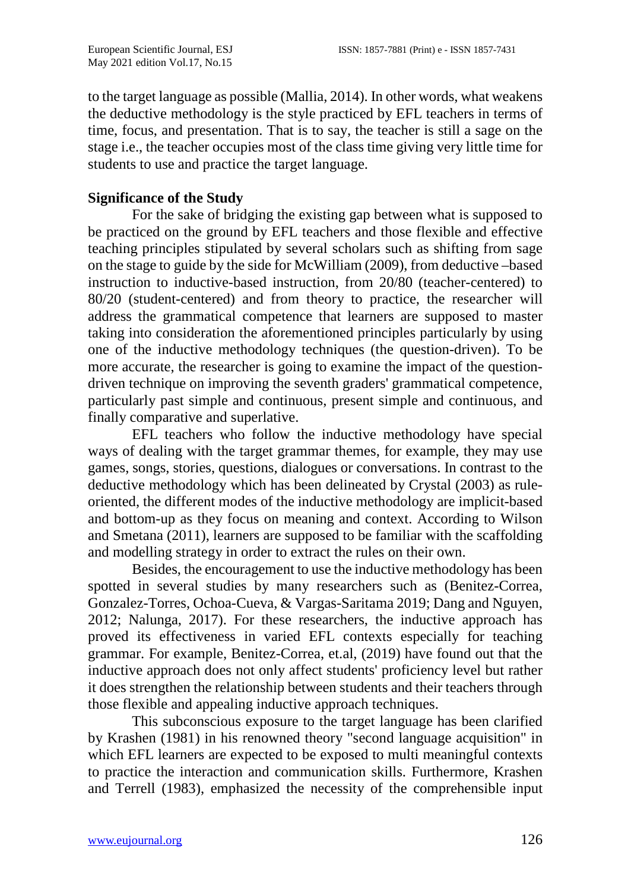to the target language as possible (Mallia, 2014). In other words, what weakens the deductive methodology is the style practiced by EFL teachers in terms of time, focus, and presentation. That is to say, the teacher is still a sage on the stage i.e., the teacher occupies most of the class time giving very little time for students to use and practice the target language.

**Significance of the Study**

For the sake of bridging the existing gap between what is supposed to be practiced on the ground by EFL teachers and those flexible and effective teaching principles stipulated by several scholars such as shifting from sage on the stage to guide by the side for McWilliam (2009), from deductive –based instruction to inductive-based instruction, from 20/80 (teacher-centered) to 80/20 (student-centered) and from theory to practice, the researcher will address the grammatical competence that learners are supposed to master taking into consideration the aforementioned principles particularly by using one of the inductive methodology techniques (the question-driven). To be more accurate, the researcher is going to examine the impact of the question-driven technique on improving the seventh graders' grammatical competence, particularly past simple and continuous, present simple and continuous, and finally comparative and superlative.

EFL teachers who follow the inductive methodology have special ways of dealing with the target grammar themes, for example, they may use games, songs, stories, questions, dialogues or conversations. In contrast to the deductive methodology which has been delineated by Crystal (2003) as rule-oriented, the different modes of the inductive methodology are implicit-based and bottom-up as they focus on meaning and context. According to Wilson and Smetana (2011), learners are supposed to be familiar with the scaffolding and modelling strategy in order to extract the rules on their own.

Besides, the encouragement to use the inductive methodology has been spotted in several studies by many researchers such as (Benitez-Correa, Gonzalez-Torres, Ochoa-Cueva, & Vargas-Saritama 2019; Dang and Nguyen, 2012; Nalunga, 2017). For these researchers, the inductive approach has proved its effectiveness in varied EFL contexts especially for teaching grammar. For example, Benitez-Correa, et.al, (2019) have found out that the inductive approach does not only affect students' proficiency level but rather it does strengthen the relationship between students and their teachers through those flexible and appealing inductive approach techniques.

This subconscious exposure to the target language has been clarified by Krashen (1981) in his renowned theory "second language acquisition" in which EFL learners are expected to be exposed to multi meaningful contexts to practice the interaction and communication skills. Furthermore, Krashen and Terrell (1983), emphasized the necessity of the comprehensible input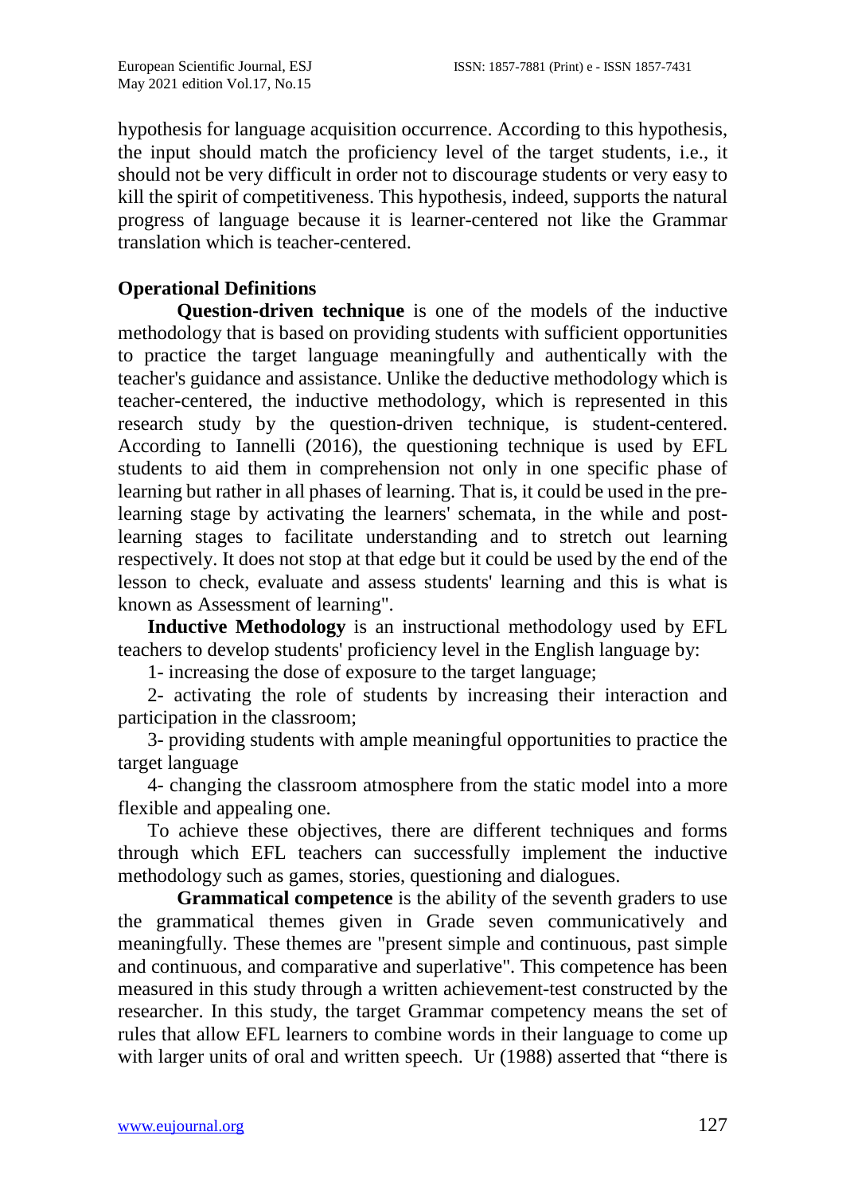hypothesis for language acquisition occurrence. According to this hypothesis, the input should match the proficiency level of the target students, i.e., it should not be very difficult in order not to discourage students or very easy to kill the spirit of competitiveness. This hypothesis, indeed, supports the natural progress of language because it is learner-centered not like the Grammar translation which is teacher-centered.

## Operational Definitions

**Question-driven technique** is one of the models of the inductive methodology that is based on providing students with sufficient opportunities to practice the target language meaningfully and authentically with the teacher's guidance and assistance. Unlike the deductive methodology which is teacher-centered, the inductive methodology, which is represented in this research study by the question-driven technique, is student-centered. According to Iannelli (2016), the questioning technique is used by EFL students to aid them in comprehension not only in one specific phase of learning but rather in all phases of learning. That is, it could be used in the pre-learning stage by activating the learners' schemata, in the while and post-learning stages to facilitate understanding and to stretch out learning respectively. It does not stop at that edge but it could be used by the end of the lesson to check, evaluate and assess students' learning and this is what is known as Assessment of learning".

**Inductive Methodology** is an instructional methodology used by EFL teachers to develop students' proficiency level in the English language by:

1- increasing the dose of exposure to the target language;

2- activating the role of students by increasing their interaction and participation in the classroom;

3- providing students with ample meaningful opportunities to practice the target language

4- changing the classroom atmosphere from the static model into a more flexible and appealing one.

To achieve these objectives, there are different techniques and forms through which EFL teachers can successfully implement the inductive methodology such as games, stories, questioning and dialogues.

**Grammatical competence** is the ability of the seventh graders to use the grammatical themes given in Grade seven communicatively and meaningfully. These themes are "present simple and continuous, past simple and continuous, and comparative and superlative". This competence has been measured in this study through a written achievement-test constructed by the researcher. In this study, the target Grammar competency means the set of rules that allow EFL learners to combine words in their language to come up with larger units of oral and written speech. Ur (1988) asserted that "there is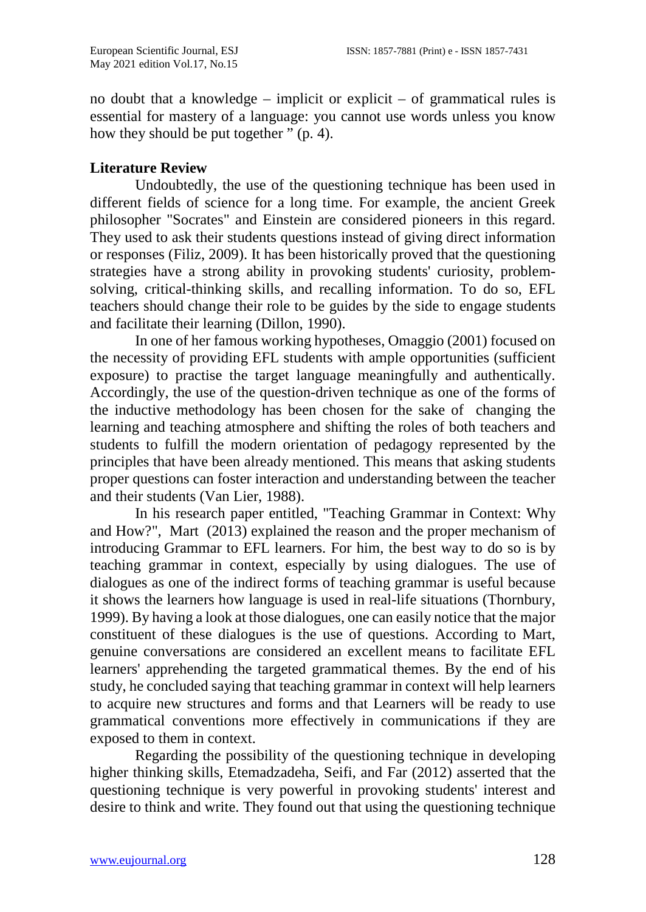no doubt that a knowledge – implicit or explicit – of grammatical rules is essential for mastery of a language: you cannot use words unless you know how they should be put together " (p. 4).

## Literature Review

Undoubtedly, the use of the questioning technique has been used in different fields of science for a long time. For example, the ancient Greek philosopher "Socrates" and Einstein are considered pioneers in this regard. They used to ask their students questions instead of giving direct information or responses (Filiz, 2009). It has been historically proved that the questioning strategies have a strong ability in provoking students' curiosity, problem-solving, critical-thinking skills, and recalling information. To do so, EFL teachers should change their role to be guides by the side to engage students and facilitate their learning (Dillon, 1990).

In one of her famous working hypotheses, Omaggio (2001) focused on the necessity of providing EFL students with ample opportunities (sufficient exposure) to practise the target language meaningfully and authentically. Accordingly, the use of the question-driven technique as one of the forms of the inductive methodology has been chosen for the sake of changing the learning and teaching atmosphere and shifting the roles of both teachers and students to fulfill the modern orientation of pedagogy represented by the principles that have been already mentioned. This means that asking students proper questions can foster interaction and understanding between the teacher and their students (Van Lier, 1988).

In his research paper entitled, "Teaching Grammar in Context: Why and How?", Mart (2013) explained the reason and the proper mechanism of introducing Grammar to EFL learners. For him, the best way to do so is by teaching grammar in context, especially by using dialogues. The use of dialogues as one of the indirect forms of teaching grammar is useful because it shows the learners how language is used in real-life situations (Thornbury, 1999). By having a look at those dialogues, one can easily notice that the major constituent of these dialogues is the use of questions. According to Mart, genuine conversations are considered an excellent means to facilitate EFL learners' apprehending the targeted grammatical themes. By the end of his study, he concluded saying that teaching grammar in context will help learners to acquire new structures and forms and that Learners will be ready to use grammatical conventions more effectively in communications if they are exposed to them in context.

Regarding the possibility of the questioning technique in developing higher thinking skills, Etemadzadeha, Seifi, and Far (2012) asserted that the questioning technique is very powerful in provoking students' interest and desire to think and write. They found out that using the questioning technique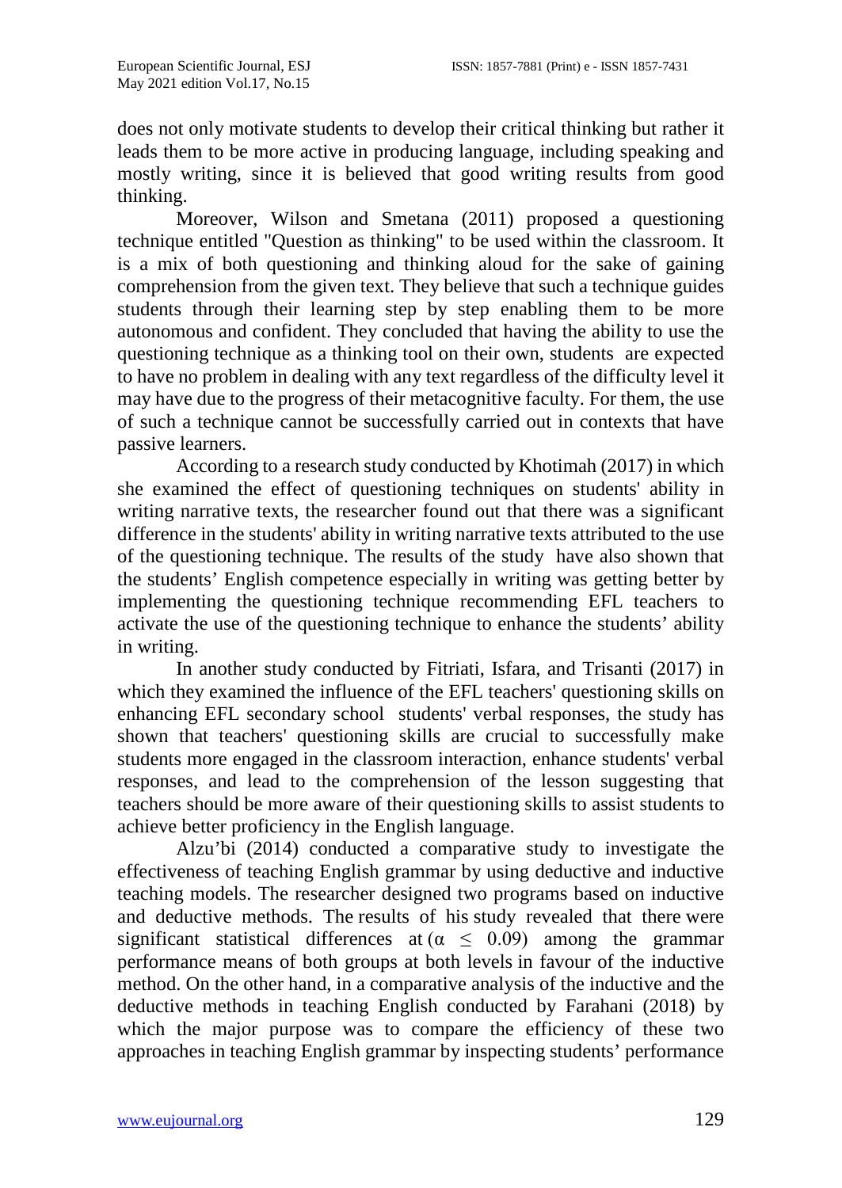does not only motivate students to develop their critical thinking but rather it leads them to be more active in producing language, including speaking and mostly writing, since it is believed that good writing results from good thinking.

Moreover, Wilson and Smetana (2011) proposed a questioning technique entitled "Question as thinking" to be used within the classroom. It is a mix of both questioning and thinking aloud for the sake of gaining comprehension from the given text. They believe that such a technique guides students through their learning step by step enabling them to be more autonomous and confident. They concluded that having the ability to use the questioning technique as a thinking tool on their own, students are expected to have no problem in dealing with any text regardless of the difficulty level it may have due to the progress of their metacognitive faculty. For them, the use of such a technique cannot be successfully carried out in contexts that have passive learners.

According to a research study conducted by Khotimah (2017) in which she examined the effect of questioning techniques on students' ability in writing narrative texts, the researcher found out that there was a significant difference in the students' ability in writing narrative texts attributed to the use of the questioning technique. The results of the study have also shown that the students' English competence especially in writing was getting better by implementing the questioning technique recommending EFL teachers to activate the use of the questioning technique to enhance the students' ability in writing.

In another study conducted by Fitriati, Isfara, and Trisanti (2017) in which they examined the influence of the EFL teachers' questioning skills on enhancing EFL secondary school students' verbal responses, the study has shown that teachers' questioning skills are crucial to successfully make students more engaged in the classroom interaction, enhance students' verbal responses, and lead to the comprehension of the lesson suggesting that teachers should be more aware of their questioning skills to assist students to achieve better proficiency in the English language.

Alzu'bi (2014) conducted a comparative study to investigate the effectiveness of teaching English grammar by using deductive and inductive teaching models. The researcher designed two programs based on inductive and deductive methods. The results of his study revealed that there were significant statistical differences at ($\alpha \leq 0.09$) among the grammar performance means of both groups at both levels in favour of the inductive method. On the other hand, in a comparative analysis of the inductive and the deductive methods in teaching English conducted by Farahani (2018) by which the major purpose was to compare the efficiency of these two approaches in teaching English grammar by inspecting students' performance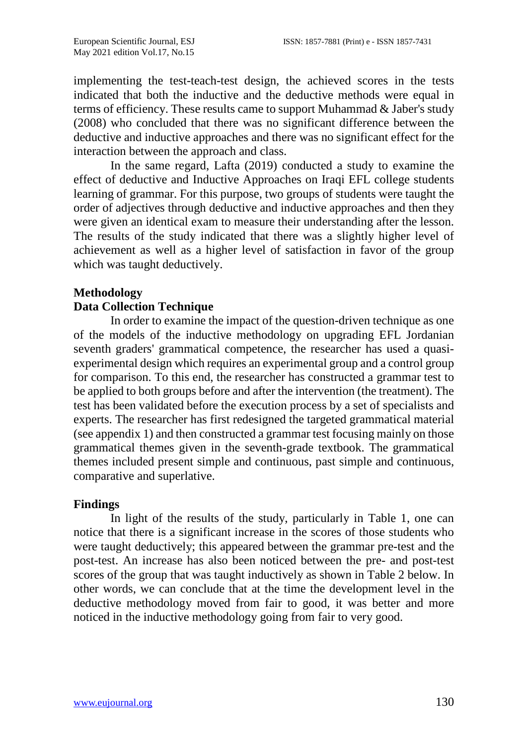implementing the test-teach-test design, the achieved scores in the tests indicated that both the inductive and the deductive methods were equal in terms of efficiency. These results came to support Muhammad & Jaber's study (2008) who concluded that there was no significant difference between the deductive and inductive approaches and there was no significant effect for the interaction between the approach and class.

In the same regard, Lafta (2019) conducted a study to examine the effect of deductive and Inductive Approaches on Iraqi EFL college students learning of grammar. For this purpose, two groups of students were taught the order of adjectives through deductive and inductive approaches and then they were given an identical exam to measure their understanding after the lesson. The results of the study indicated that there was a slightly higher level of achievement as well as a higher level of satisfaction in favor of the group which was taught deductively.

## Methodology

### Data Collection Technique

In order to examine the impact of the question-driven technique as one of the models of the inductive methodology on upgrading EFL Jordanian seventh graders' grammatical competence, the researcher has used a quasi-experimental design which requires an experimental group and a control group for comparison. To this end, the researcher has constructed a grammar test to be applied to both groups before and after the intervention (the treatment). The test has been validated before the execution process by a set of specialists and experts. The researcher has first redesigned the targeted grammatical material (see appendix 1) and then constructed a grammar test focusing mainly on those grammatical themes given in the seventh-grade textbook. The grammatical themes included present simple and continuous, past simple and continuous, comparative and superlative.

## Findings

In light of the results of the study, particularly in Table 1, one can notice that there is a significant increase in the scores of those students who were taught deductively; this appeared between the grammar pre-test and the post-test. An increase has also been noticed between the pre- and post-test scores of the group that was taught inductively as shown in Table 2 below. In other words, we can conclude that at the time the development level in the deductive methodology moved from fair to good, it was better and more noticed in the inductive methodology going from fair to very good.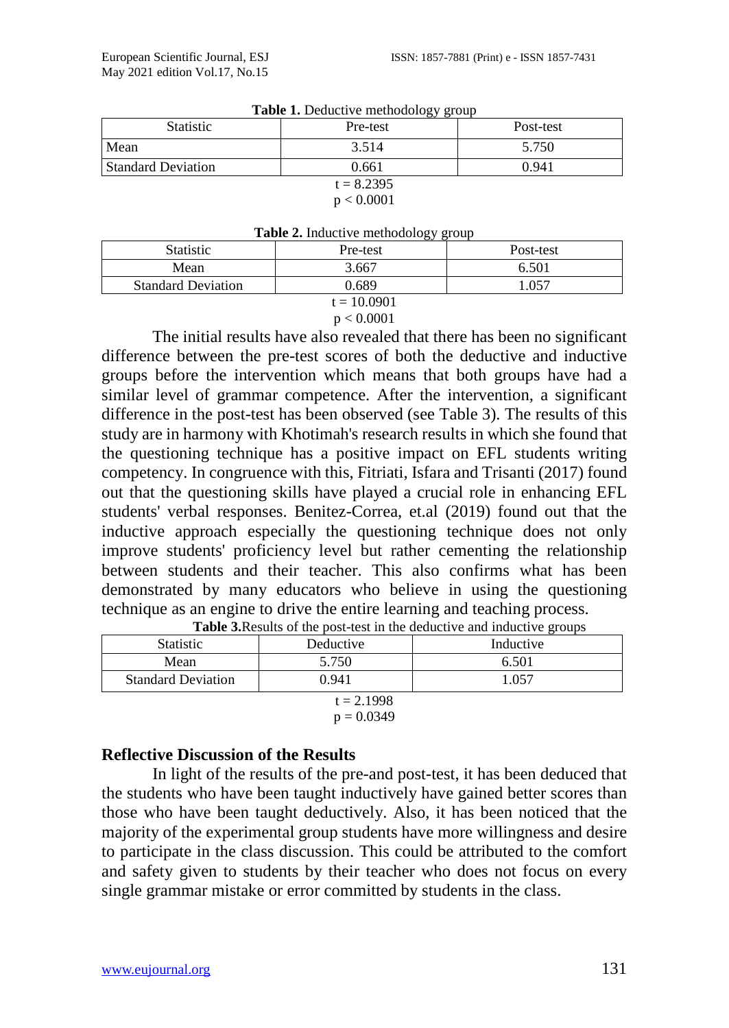**Table 1.** Deductive methodology group

| Statistic | Pre-test | Post-test |
|---|---|---|
| Mean | 3.514 | 5.750 |
| Standard Deviation | 0.661 | 0.941 |

$t = 8.2395$

$p < 0.0001$

**Table 2.** Inductive methodology group

| Statistic | Pre-test | Post-test |
|---|---|---|
| Mean | 3.667 | 6.501 |
| Standard Deviation | 0.689 | 1.057 |

$t = 10.0901$

$p < 0.0001$

The initial results have also revealed that there has been no significant difference between the pre-test scores of both the deductive and inductive groups before the intervention which means that both groups have had a similar level of grammar competence. After the intervention, a significant difference in the post-test has been observed (see Table 3). The results of this study are in harmony with Khotimah's research results in which she found that the questioning technique has a positive impact on EFL students writing competency. In congruence with this, Fitriati, Isfara and Trisanti (2017) found out that the questioning skills have played a crucial role in enhancing EFL students' verbal responses. Benitez-Correa, et.al (2019) found out that the inductive approach especially the questioning technique does not only improve students' proficiency level but rather cementing the relationship between students and their teacher. This also confirms what has been demonstrated by many educators who believe in using the questioning technique as an engine to drive the entire learning and teaching process.

**Table 3.**Results of the post-test in the deductive and inductive groups

| Statistic | Deductive | Inductive |
|---|---|---|
| Mean | 5.750 | 6.501 |
| Standard Deviation | 0.941 | 1.057 |

$t = 2.1998$

$p = 0.0349$

## Reflective Discussion of the Results

In light of the results of the pre-and post-test, it has been deduced that the students who have been taught inductively have gained better scores than those who have been taught deductively. Also, it has been noticed that the majority of the experimental group students have more willingness and desire to participate in the class discussion. This could be attributed to the comfort and safety given to students by their teacher who does not focus on every single grammar mistake or error committed by students in the class.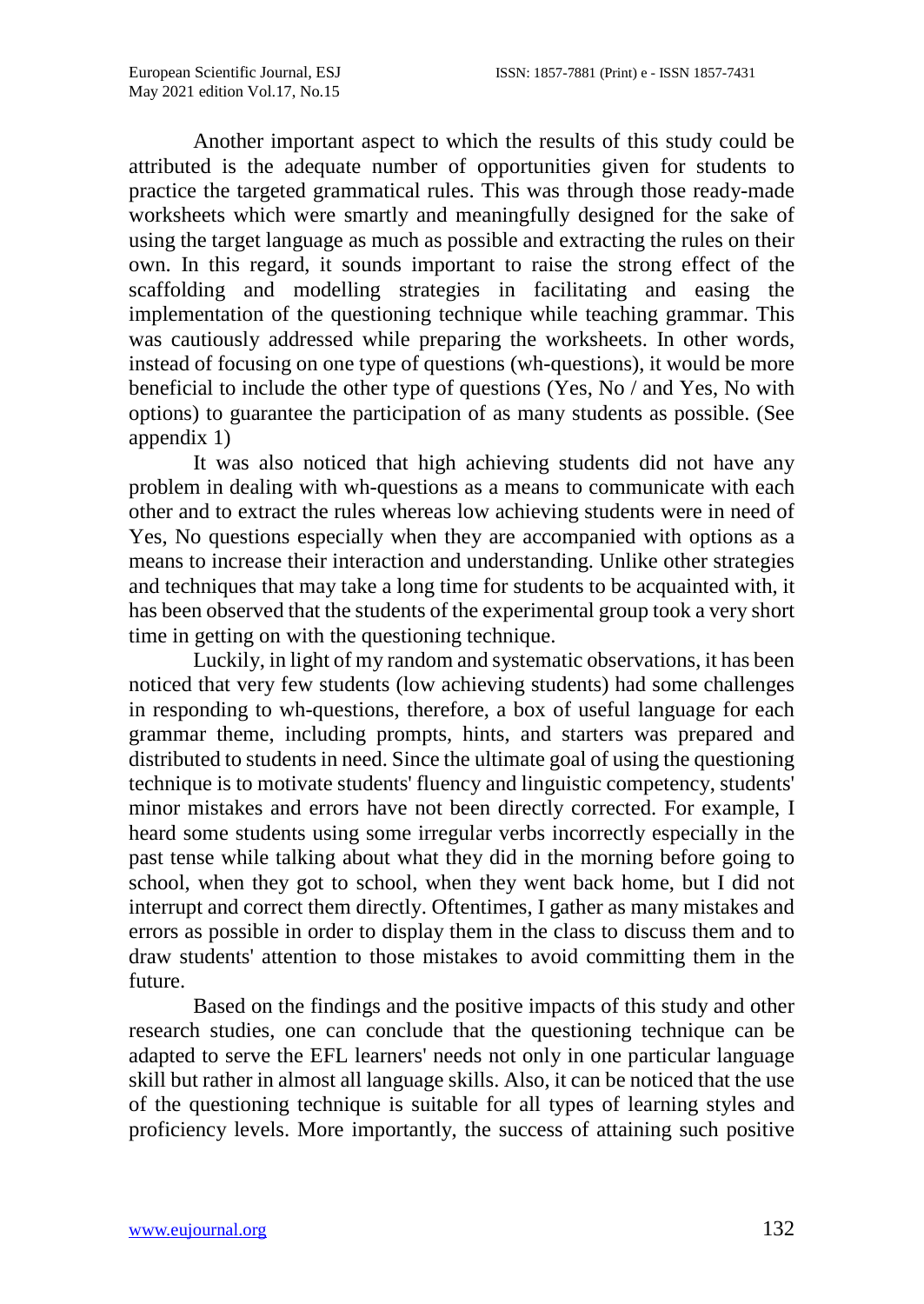Another important aspect to which the results of this study could be attributed is the adequate number of opportunities given for students to practice the targeted grammatical rules. This was through those ready-made worksheets which were smartly and meaningfully designed for the sake of using the target language as much as possible and extracting the rules on their own. In this regard, it sounds important to raise the strong effect of the scaffolding and modelling strategies in facilitating and easing the implementation of the questioning technique while teaching grammar. This was cautiously addressed while preparing the worksheets. In other words, instead of focusing on one type of questions (wh-questions), it would be more beneficial to include the other type of questions (Yes, No / and Yes, No with options) to guarantee the participation of as many students as possible. (See appendix 1)

It was also noticed that high achieving students did not have any problem in dealing with wh-questions as a means to communicate with each other and to extract the rules whereas low achieving students were in need of Yes, No questions especially when they are accompanied with options as a means to increase their interaction and understanding. Unlike other strategies and techniques that may take a long time for students to be acquainted with, it has been observed that the students of the experimental group took a very short time in getting on with the questioning technique.

Luckily, in light of my random and systematic observations, it has been noticed that very few students (low achieving students) had some challenges in responding to wh-questions, therefore, a box of useful language for each grammar theme, including prompts, hints, and starters was prepared and distributed to students in need. Since the ultimate goal of using the questioning technique is to motivate students' fluency and linguistic competency, students' minor mistakes and errors have not been directly corrected. For example, I heard some students using some irregular verbs incorrectly especially in the past tense while talking about what they did in the morning before going to school, when they got to school, when they went back home, but I did not interrupt and correct them directly. Oftentimes, I gather as many mistakes and errors as possible in order to display them in the class to discuss them and to draw students' attention to those mistakes to avoid committing them in the future.

Based on the findings and the positive impacts of this study and other research studies, one can conclude that the questioning technique can be adapted to serve the EFL learners' needs not only in one particular language skill but rather in almost all language skills. Also, it can be noticed that the use of the questioning technique is suitable for all types of learning styles and proficiency levels. More importantly, the success of attaining such positive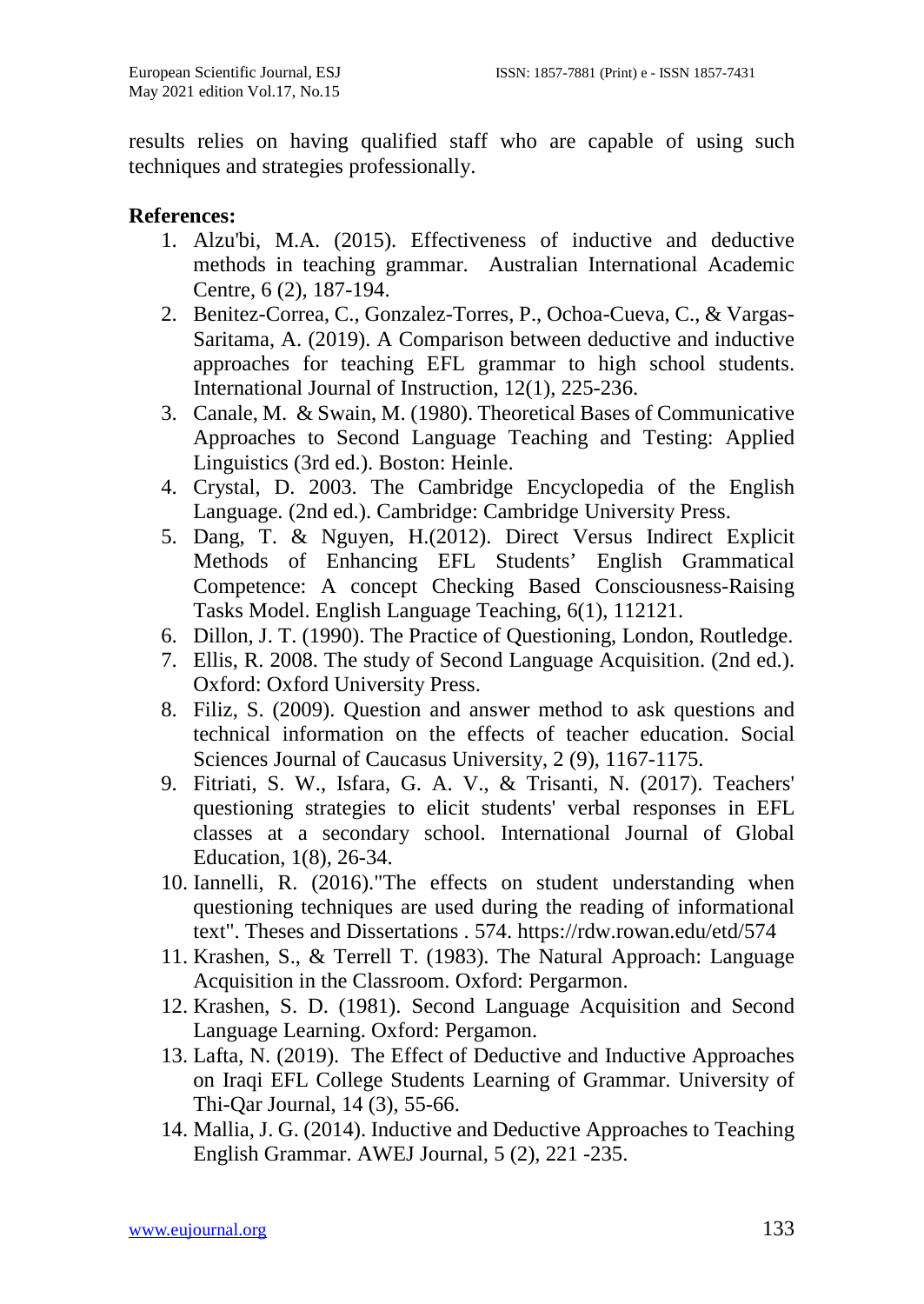results relies on having qualified staff who are capable of using such techniques and strategies professionally.

**References:**

1. Alzu'bi, M.A. (2015). Effectiveness of inductive and deductive methods in teaching grammar. Australian International Academic Centre, 6 (2), 187-194.
2. Benitez-Correa, C., Gonzalez-Torres, P., Ochoa-Cueva, C., & Vargas-Saritama, A. (2019). A Comparison between deductive and inductive approaches for teaching EFL grammar to high school students. International Journal of Instruction, 12(1), 225-236.
3. Canale, M. & Swain, M. (1980). Theoretical Bases of Communicative Approaches to Second Language Teaching and Testing: Applied Linguistics (3rd ed.). Boston: Heinle.
4. Crystal, D. 2003. The Cambridge Encyclopedia of the English Language. (2nd ed.). Cambridge: Cambridge University Press.
5. Dang, T. & Nguyen, H.(2012). Direct Versus Indirect Explicit Methods of Enhancing EFL Students' English Grammatical Competence: A concept Checking Based Consciousness-Raising Tasks Model. English Language Teaching, 6(1), 112121.
6. Dillon, J. T. (1990). The Practice of Questioning, London, Routledge.
7. Ellis, R. 2008. The study of Second Language Acquisition. (2nd ed.). Oxford: Oxford University Press.
8. Filiz, S. (2009). Question and answer method to ask questions and technical information on the effects of teacher education. Social Sciences Journal of Caucasus University, 2 (9), 1167-1175.
9. Fitriati, S. W., Isfara, G. A. V., & Trisanti, N. (2017). Teachers' questioning strategies to elicit students' verbal responses in EFL classes at a secondary school. International Journal of Global Education, 1(8), 26-34.
10. Iannelli, R. (2016)."The effects on student understanding when questioning techniques are used during the reading of informational text". Theses and Dissertations . 574. https://rdw.rowan.edu/etd/574
11. Krashen, S., & Terrell T. (1983). The Natural Approach: Language Acquisition in the Classroom. Oxford: Pergarmon.
12. Krashen, S. D. (1981). Second Language Acquisition and Second Language Learning. Oxford: Pergamon.
13. Lafta, N. (2019). The Effect of Deductive and Inductive Approaches on Iraqi EFL College Students Learning of Grammar. University of Thi-Qar Journal, 14 (3), 55-66.
14. Mallia, J. G. (2014). Inductive and Deductive Approaches to Teaching English Grammar. AWEJ Journal, 5 (2), 221 -235.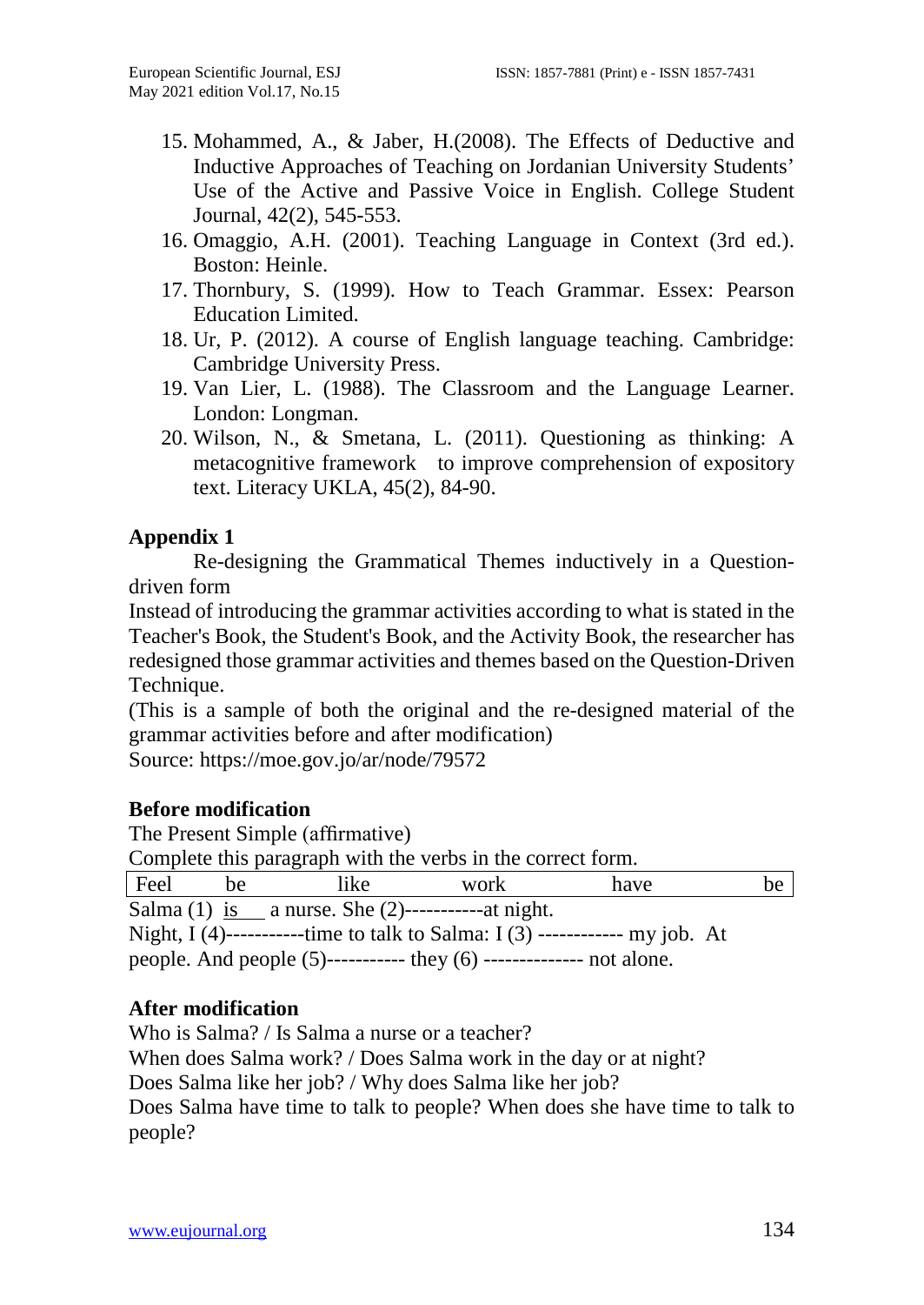15. Mohammed, A., & Jaber, H.(2008). The Effects of Deductive and Inductive Approaches of Teaching on Jordanian University Students' Use of the Active and Passive Voice in English. College Student Journal, 42(2), 545-553.
16. Omaggio, A.H. (2001). Teaching Language in Context (3rd ed.). Boston: Heinle.
17. Thornbury, S. (1999). How to Teach Grammar. Essex: Pearson Education Limited.
18. Ur, P. (2012). A course of English language teaching. Cambridge: Cambridge University Press.
19. Van Lier, L. (1988). The Classroom and the Language Learner. London: Longman.
20. Wilson, N., & Smetana, L. (2011). Questioning as thinking: A metacognitive framework to improve comprehension of expository text. Literacy UKLA, 45(2), 84-90.

## Appendix 1

Re-designing the Grammatical Themes inductively in a Question-driven form

Instead of introducing the grammar activities according to what is stated in the Teacher's Book, the Student's Book, and the Activity Book, the researcher has redesigned those grammar activities and themes based on the Question-Driven Technique.

(This is a sample of both the original and the re-designed material of the grammar activities before and after modification)

Source: https://moe.gov.jo/ar/node/79572

**Before modification**

The Present Simple (affirmative)

Complete this paragraph with the verbs in the correct form.

| Feel | be | like | work | have | be |
|---|---|---|---|---|---|

Salma (1) is a nurse. She (2)-----------at night.

Night, I (4)-----------time to talk to Salma: I (3) ------------ my job. At people. And people (5)----------- they (6) -------------- not alone.

**After modification**

Who is Salma? / Is Salma a nurse or a teacher?

When does Salma work? / Does Salma work in the day or at night?

Does Salma like her job? / Why does Salma like her job?

Does Salma have time to talk to people? When does she have time to talk to people?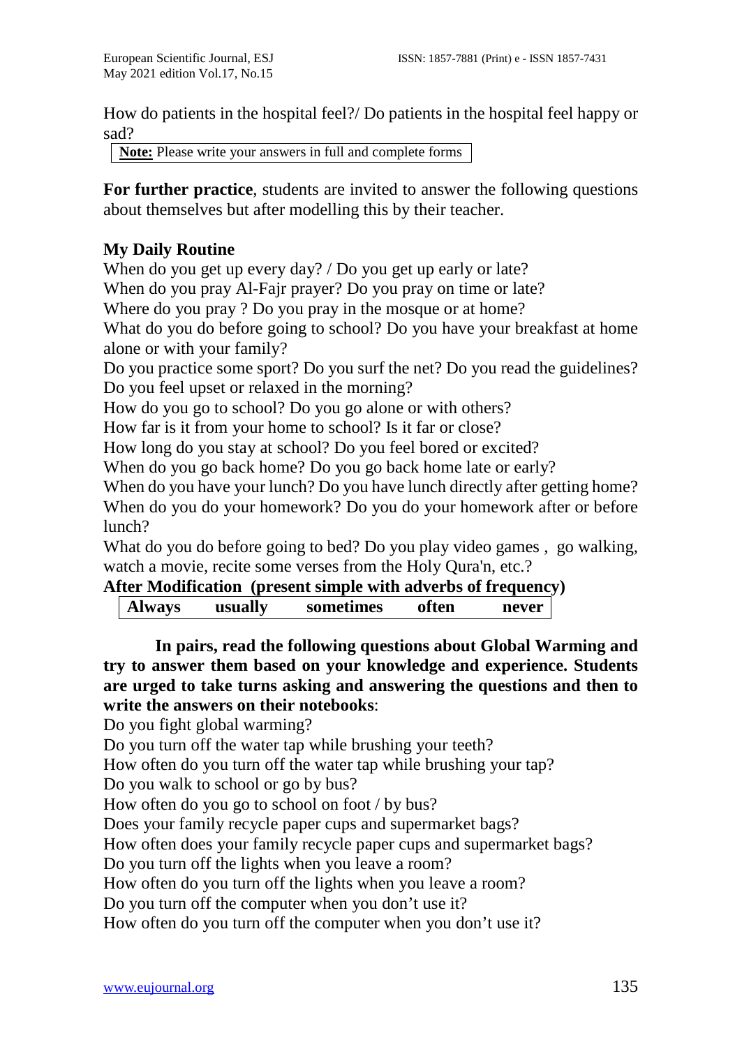How do patients in the hospital feel?/ Do patients in the hospital feel happy or sad?

| **Note:** Please write your answers in full and complete forms |
|---|

**For further practice**, students are invited to answer the following questions about themselves but after modelling this by their teacher.

**My Daily Routine**

When do you get up every day? / Do you get up early or late?
When do you pray Al-Fajr prayer? Do you pray on time or late?
Where do you pray ? Do you pray in the mosque or at home?
What do you do before going to school? Do you have your breakfast at home alone or with your family?
Do you practice some sport? Do you surf the net? Do you read the guidelines?
Do you feel upset or relaxed in the morning?
How do you go to school? Do you go alone or with others?
How far is it from your home to school? Is it far or close?
How long do you stay at school? Do you feel bored or excited?
When do you go back home? Do you go back home late or early?
When do you have your lunch? Do you have lunch directly after getting home?
When do you do your homework? Do you do your homework after or before lunch?
What do you do before going to bed? Do you play video games , go walking, watch a movie, recite some verses from the Holy Qura'n, etc.?

**After Modification (present simple with adverbs of frequency)**

| **Always** | **usually** | **sometimes** | **often** | **never** |
|---|---|---|---|---|

**In pairs, read the following questions about Global Warming and try to answer them based on your knowledge and experience. Students are urged to take turns asking and answering the questions and then to write the answers on their notebooks**:

Do you fight global warming?
Do you turn off the water tap while brushing your teeth?
How often do you turn off the water tap while brushing your tap?
Do you walk to school or go by bus?
How often do you go to school on foot / by bus?
Does your family recycle paper cups and supermarket bags?
How often does your family recycle paper cups and supermarket bags?
Do you turn off the lights when you leave a room?
How often do you turn off the lights when you leave a room?
Do you turn off the computer when you don't use it?
How often do you turn off the computer when you don't use it?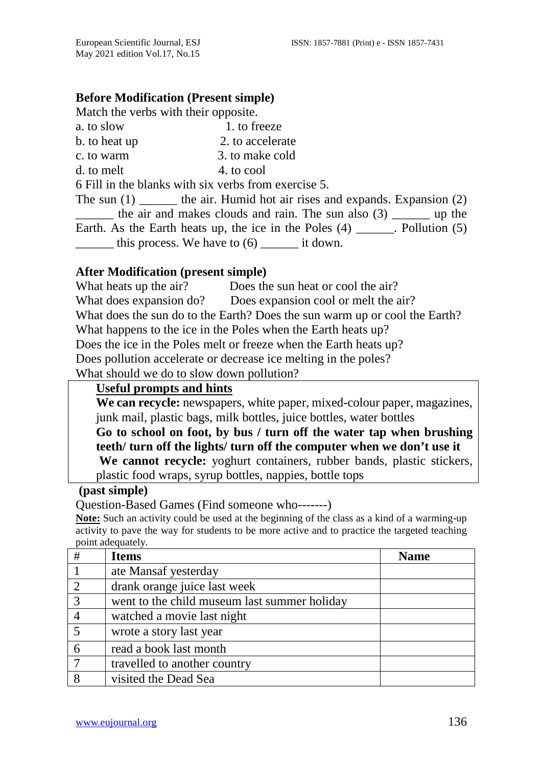**Before Modification (Present simple)**

Match the verbs with their opposite.

a. to slow — 1. to freeze
b. to heat up — 2. to accelerate
c. to warm — 3. to make cold
d. to melt — 4. to cool

6 Fill in the blanks with six verbs from exercise 5.

The sun (1) ______ the air. Humid hot air rises and expands. Expansion (2) ______ the air and makes clouds and rain. The sun also (3) ______ up the Earth. As the Earth heats up, the ice in the Poles (4) ______. Pollution (5) ______ this process. We have to (6) ______ it down.

**After Modification (present simple)**

What heats up the air? Does the sun heat or cool the air?
What does expansion do? Does expansion cool or melt the air?
What does the sun do to the Earth? Does the sun warm up or cool the Earth?
What happens to the ice in the Poles when the Earth heats up?
Does the ice in the Poles melt or freeze when the Earth heats up?
Does pollution accelerate or decrease ice melting in the poles?
What should we do to slow down pollution?

> **Useful prompts and hints**
>
> **We can recycle:** newspapers, white paper, mixed-colour paper, magazines, junk mail, plastic bags, milk bottles, juice bottles, water bottles
>
> **Go to school on foot, by bus / turn off the water tap when brushing teeth/ turn off the lights/ turn off the computer when we don't use it**
>
> **We cannot recycle:** yoghurt containers, rubber bands, plastic stickers, plastic food wraps, syrup bottles, nappies, bottle tops

**(past simple)**

Question-Based Games (Find someone who-------)

**Note:** Such an activity could be used at the beginning of the class as a kind of a warming-up activity to pave the way for students to be more active and to practice the targeted teaching point adequately.

| # | Items | Name |
|---|---|---|
| 1 | ate Mansaf yesterday | |
| 2 | drank orange juice last week | |
| 3 | went to the child museum last summer holiday | |
| 4 | watched a movie last night | |
| 5 | wrote a story last year | |
| 6 | read a book last month | |
| 7 | travelled to another country | |
| 8 | visited the Dead Sea | |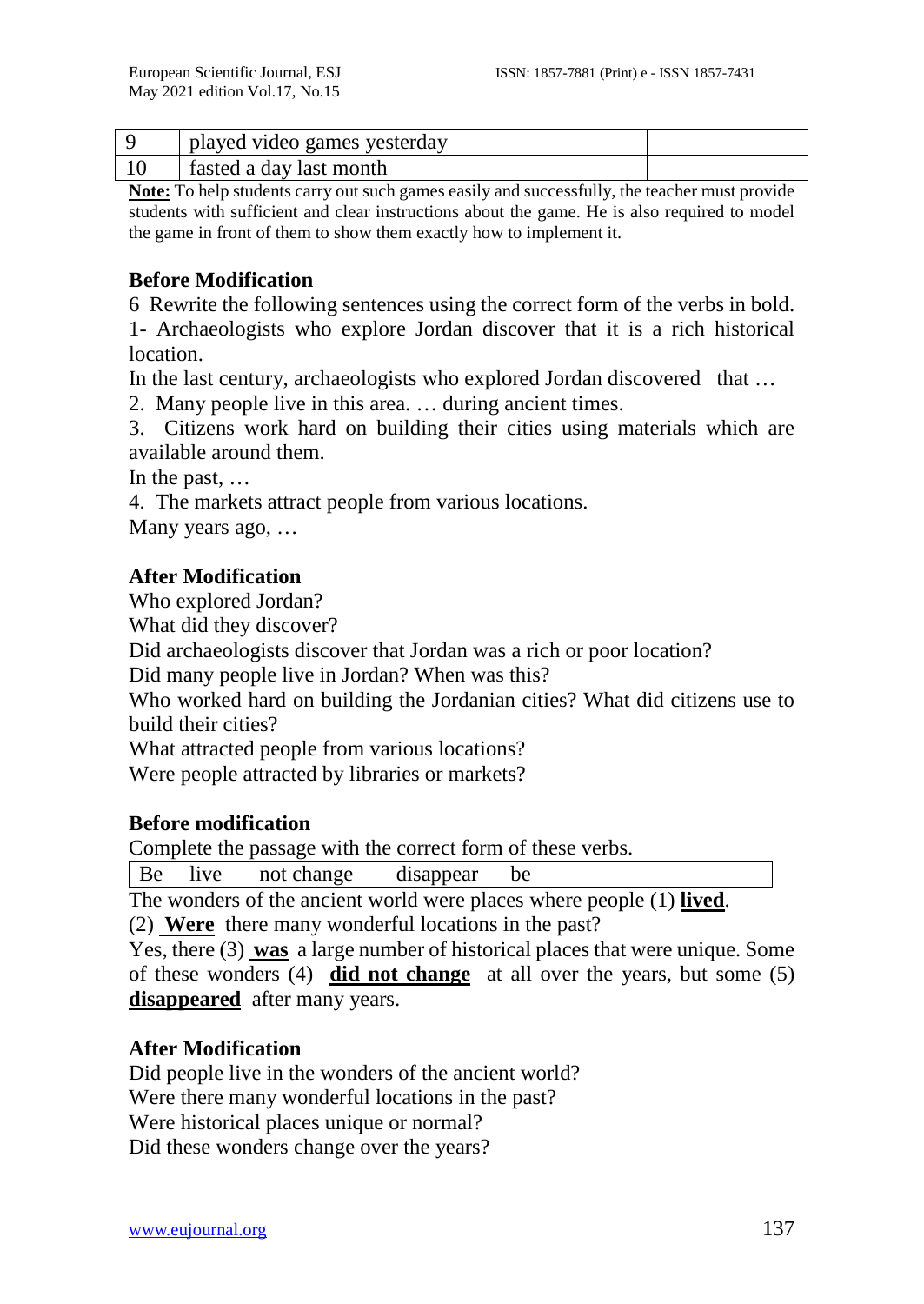| | | |
|---|---|---|
| 9 | played video games yesterday | |
| 10 | fasted a day last month | |

**Note:** To help students carry out such games easily and successfully, the teacher must provide students with sufficient and clear instructions about the game. He is also required to model the game in front of them to show them exactly how to implement it.

**Before Modification**

6 Rewrite the following sentences using the correct form of the verbs in bold.

1- Archaeologists who explore Jordan discover that it is a rich historical location.

In the last century, archaeologists who explored Jordan discovered that …

2. Many people live in this area. … during ancient times.

3. Citizens work hard on building their cities using materials which are available around them.

In the past, …

4. The markets attract people from various locations.

Many years ago, …

**After Modification**

Who explored Jordan?

What did they discover?

Did archaeologists discover that Jordan was a rich or poor location?

Did many people live in Jordan? When was this?

Who worked hard on building the Jordanian cities? What did citizens use to build their cities?

What attracted people from various locations?

Were people attracted by libraries or markets?

**Before modification**

Complete the passage with the correct form of these verbs.

| Be live not change disappear be |
|---|

The wonders of the ancient world were places where people (1) **lived**.

(2) **Were** there many wonderful locations in the past?

Yes, there (3) **was** a large number of historical places that were unique. Some of these wonders (4) **did not change** at all over the years, but some (5) **disappeared** after many years.

**After Modification**

Did people live in the wonders of the ancient world?

Were there many wonderful locations in the past?

Were historical places unique or normal?

Did these wonders change over the years?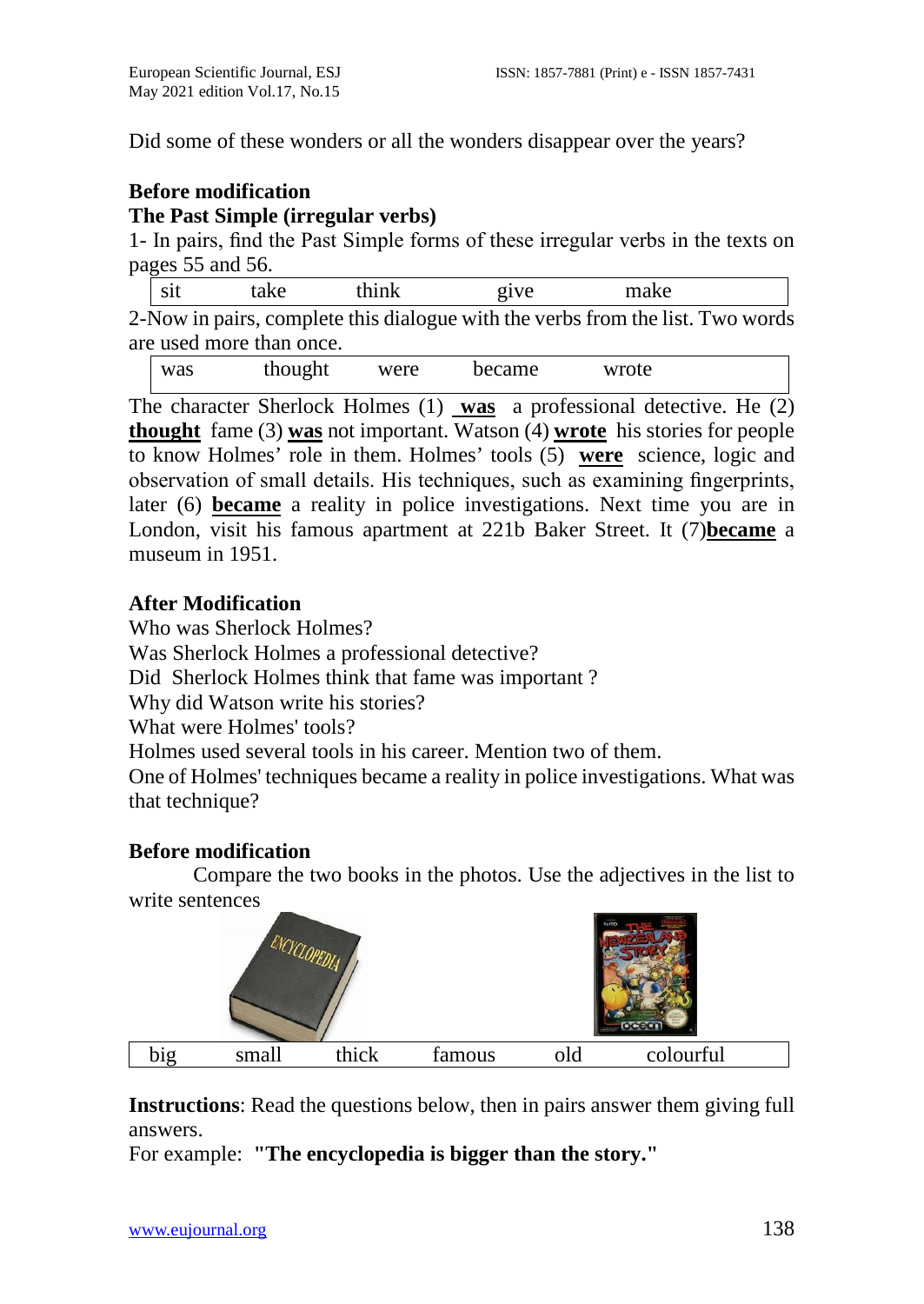Did some of these wonders or all the wonders disappear over the years?

**Before modification**

**The Past Simple (irregular verbs)**

1- In pairs, find the Past Simple forms of these irregular verbs in the texts on pages 55 and 56.

| sit | take | think | give | make |
|---|---|---|---|---|

2-Now in pairs, complete this dialogue with the verbs from the list. Two words are used more than once.

| was | thought | were | became | wrote |
|---|---|---|---|---|

The character Sherlock Holmes (1) **was** a professional detective. He (2) **thought** fame (3) **was** not important. Watson (4) **wrote** his stories for people to know Holmes' role in them. Holmes' tools (5) **were** science, logic and observation of small details. His techniques, such as examining fingerprints, later (6) **became** a reality in police investigations. Next time you are in London, visit his famous apartment at 221b Baker Street. It (7)**became** a museum in 1951.

**After Modification**

Who was Sherlock Holmes?
Was Sherlock Holmes a professional detective?
Did Sherlock Holmes think that fame was important ?
Why did Watson write his stories?
What were Holmes' tools?
Holmes used several tools in his career. Mention two of them.
One of Holmes' techniques became a reality in police investigations. What was that technique?

**Before modification**

Compare the two books in the photos. Use the adjectives in the list to write sentences

| big | small | thick | famous | old | colourful |
|---|---|---|---|---|---|

**Instructions**: Read the questions below, then in pairs answer them giving full answers.

For example: **"The encyclopedia is bigger than the story."**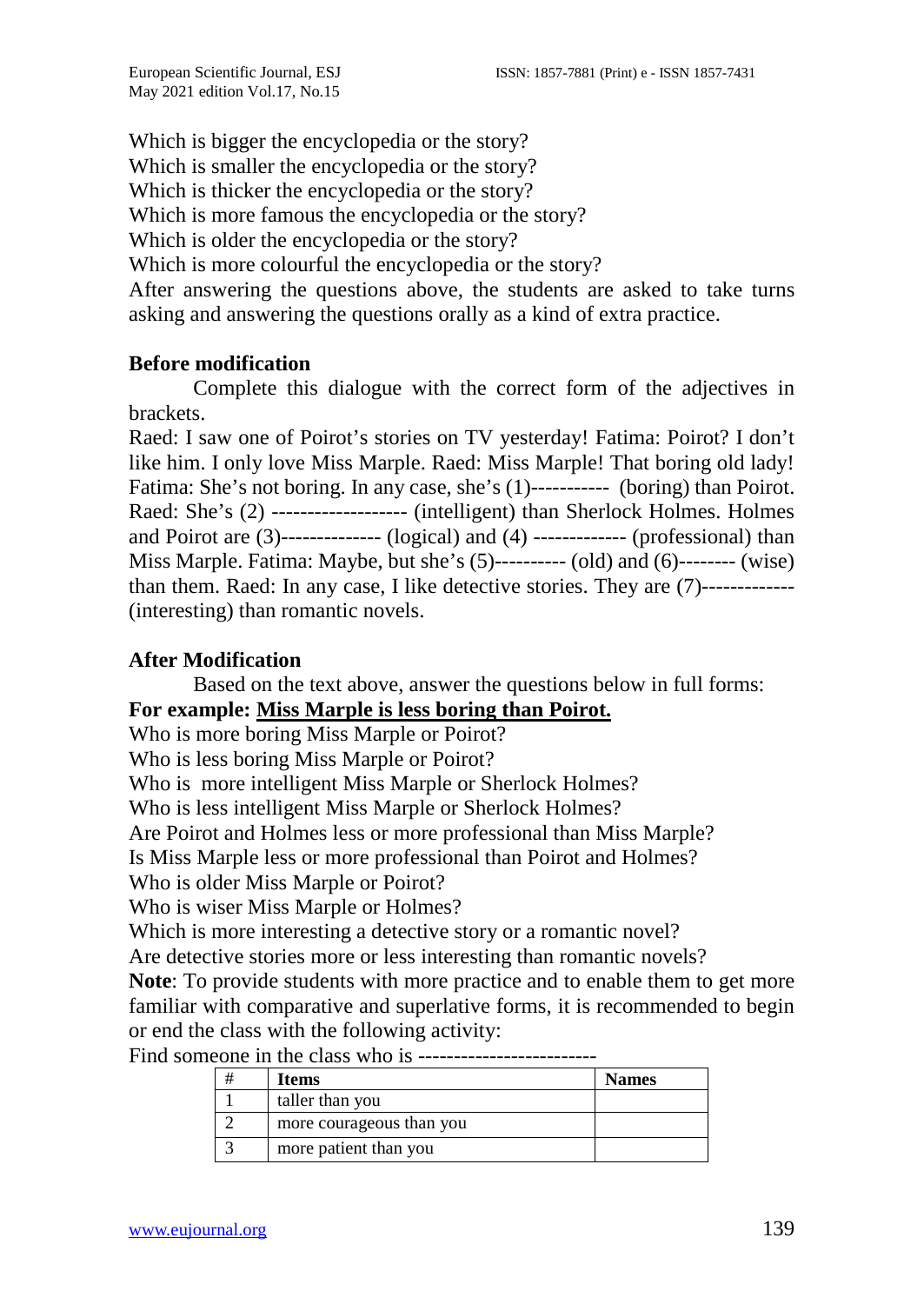Which is bigger the encyclopedia or the story?
Which is smaller the encyclopedia or the story?
Which is thicker the encyclopedia or the story?
Which is more famous the encyclopedia or the story?
Which is older the encyclopedia or the story?
Which is more colourful the encyclopedia or the story?
After answering the questions above, the students are asked to take turns asking and answering the questions orally as a kind of extra practice.

**Before modification**

Complete this dialogue with the correct form of the adjectives in brackets.

Raed: I saw one of Poirot's stories on TV yesterday! Fatima: Poirot? I don't like him. I only love Miss Marple. Raed: Miss Marple! That boring old lady! Fatima: She's not boring. In any case, she's (1)----------- (boring) than Poirot. Raed: She's (2) ------------------- (intelligent) than Sherlock Holmes. Holmes and Poirot are (3)-------------- (logical) and (4) ------------- (professional) than Miss Marple. Fatima: Maybe, but she's (5)---------- (old) and (6)-------- (wise) than them. Raed: In any case, I like detective stories. They are (7)------------- (interesting) than romantic novels.

**After Modification**

Based on the text above, answer the questions below in full forms:

**For example: <u>Miss Marple is less boring than Poirot.</u>**

Who is more boring Miss Marple or Poirot?
Who is less boring Miss Marple or Poirot?
Who is more intelligent Miss Marple or Sherlock Holmes?
Who is less intelligent Miss Marple or Sherlock Holmes?
Are Poirot and Holmes less or more professional than Miss Marple?
Is Miss Marple less or more professional than Poirot and Holmes?
Who is older Miss Marple or Poirot?
Who is wiser Miss Marple or Holmes?
Which is more interesting a detective story or a romantic novel?
Are detective stories more or less interesting than romantic novels?

**Note**: To provide students with more practice and to enable them to get more familiar with comparative and superlative forms, it is recommended to begin or end the class with the following activity:

Find someone in the class who is ------------------------

| # | Items | Names |
|---|---|---|
| 1 | taller than you | |
| 2 | more courageous than you | |
| 3 | more patient than you | |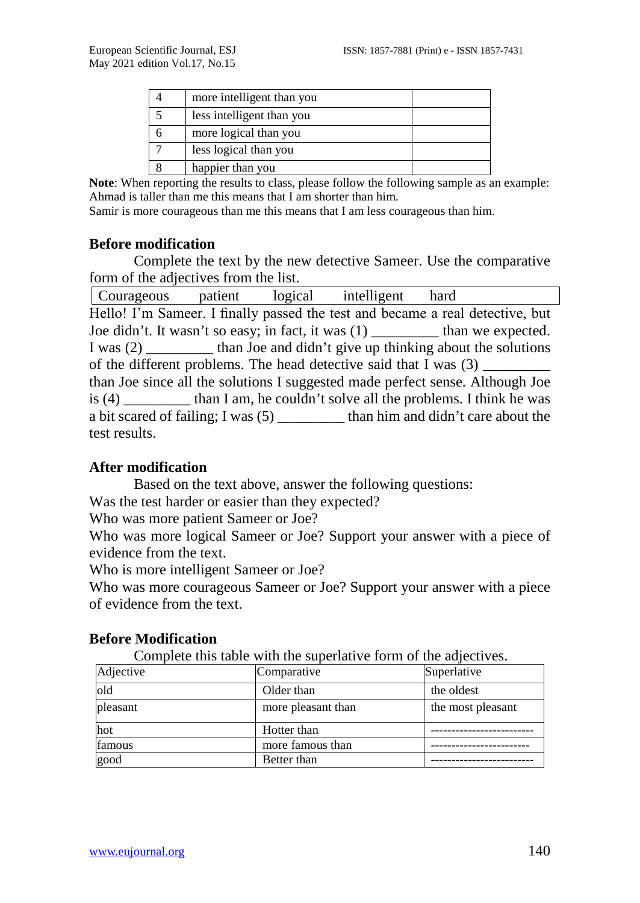| 4 | more intelligent than you | |
|---|---|---|
| 5 | less intelligent than you | |
| 6 | more logical than you | |
| 7 | less logical than you | |
| 8 | happier than you | |

**Note**: When reporting the results to class, please follow the following sample as an example: Ahmad is taller than me this means that I am shorter than him.
Samir is more courageous than me this means that I am less courageous than him.

### Before modification

Complete the text by the new detective Sameer. Use the comparative form of the adjectives from the list.

| Courageous | patient | logical | intelligent | hard |
|---|---|---|---|---|

Hello! I'm Sameer. I finally passed the test and became a real detective, but Joe didn't. It wasn't so easy; in fact, it was (1) _________ than we expected. I was (2) _________ than Joe and didn't give up thinking about the solutions of the different problems. The head detective said that I was (3) _________ than Joe since all the solutions I suggested made perfect sense. Although Joe is (4) _________ than I am, he couldn't solve all the problems. I think he was a bit scared of failing; I was (5) _________ than him and didn't care about the test results.

### After modification

Based on the text above, answer the following questions:
Was the test harder or easier than they expected?
Who was more patient Sameer or Joe?
Who was more logical Sameer or Joe? Support your answer with a piece of evidence from the text.
Who is more intelligent Sameer or Joe?
Who was more courageous Sameer or Joe? Support your answer with a piece of evidence from the text.

### Before Modification

Complete this table with the superlative form of the adjectives.

| Adjective | Comparative | Superlative |
|---|---|---|
| old | Older than | the oldest |
| pleasant | more pleasant than | the most pleasant |
| hot | Hotter than | ------------------------ |
| famous | more famous than | ----------------------- |
| good | Better than | ------------------------ |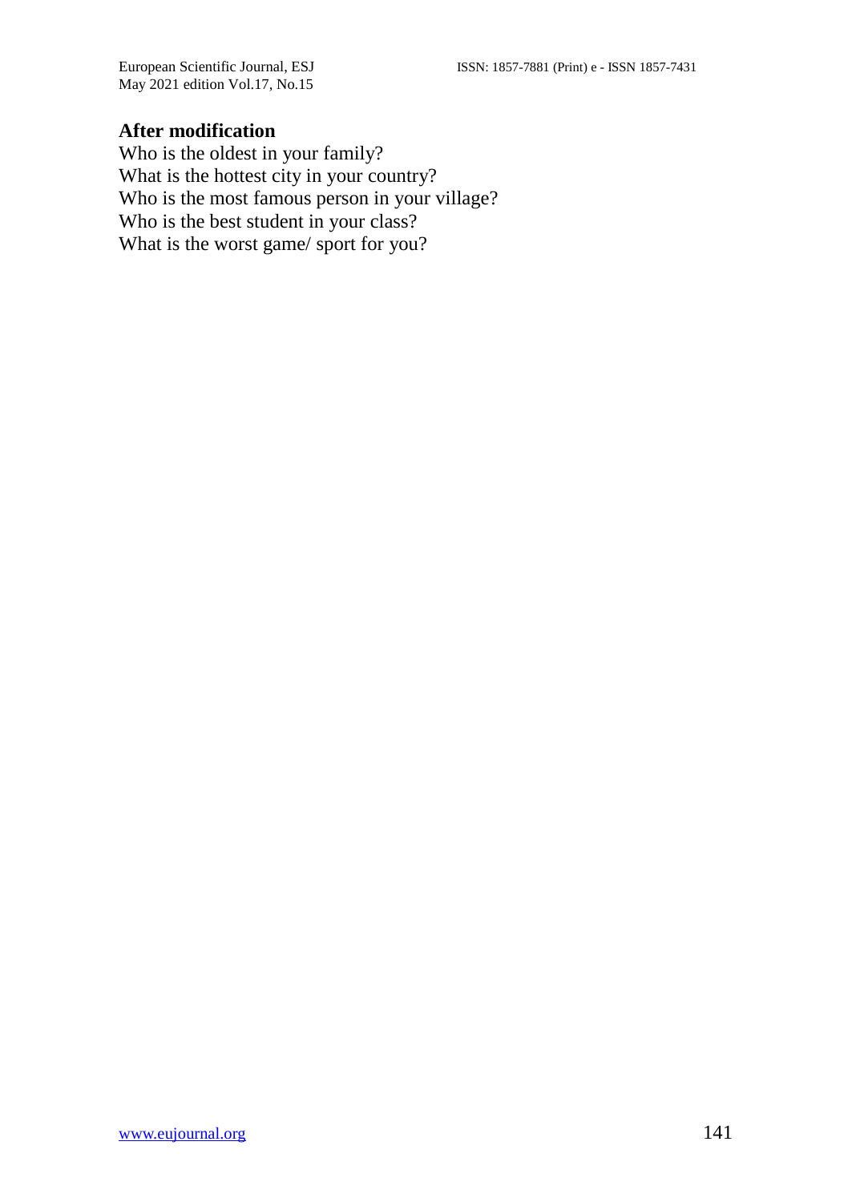**After modification**

Who is the oldest in your family?
What is the hottest city in your country?
Who is the most famous person in your village?
Who is the best student in your class?
What is the worst game/ sport for you?